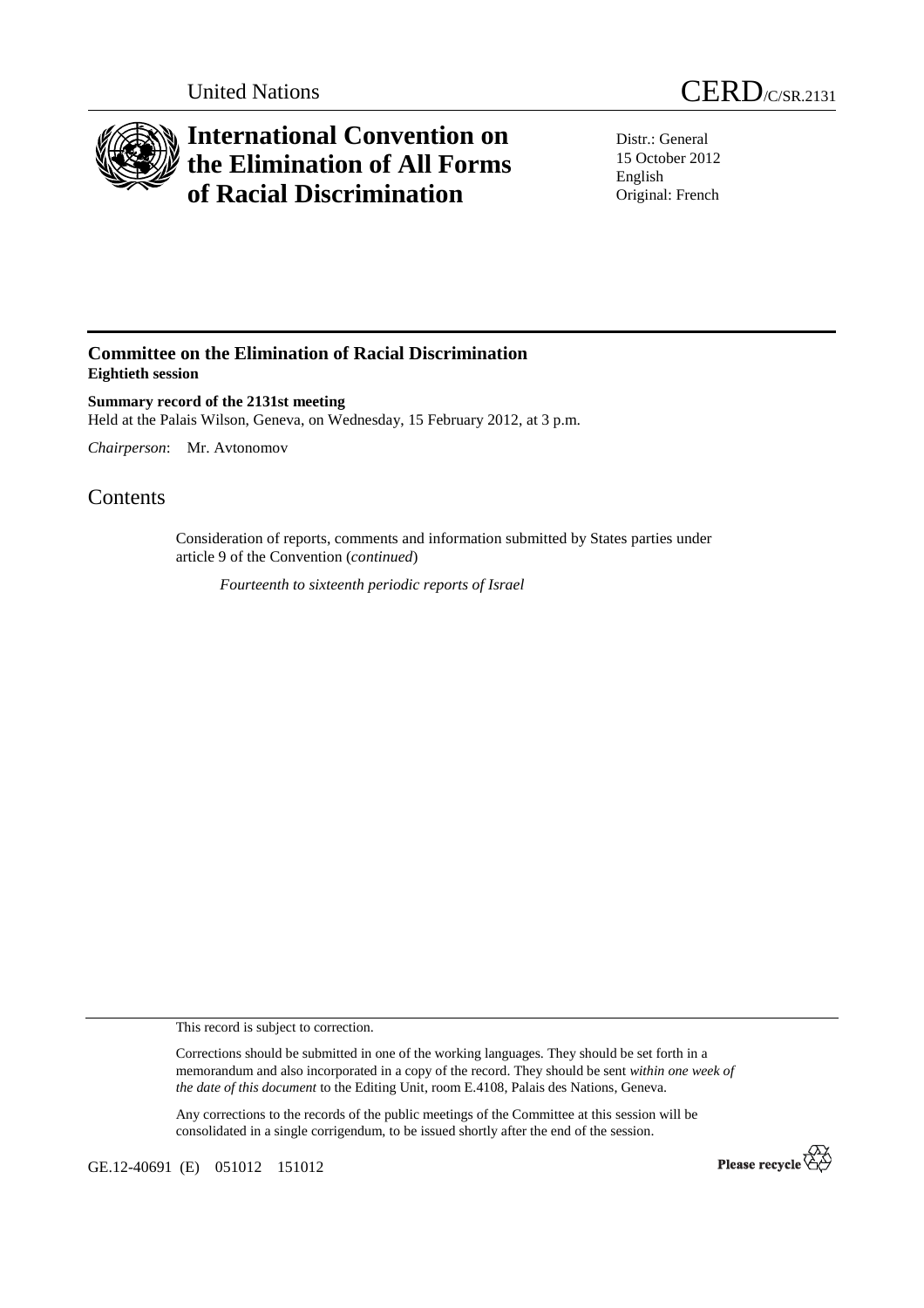United Nations

# CERD/C/SR.2131

# International Convention on the Elimination of All Forms of Racial Discrimination

Distr.: General
15 October 2012
English
Original: French

## Committee on the Elimination of Racial Discrimination
**Eightieth session**

**Summary record of the 2131st meeting**
Held at the Palais Wilson, Geneva, on Wednesday, 15 February 2012, at 3 p.m.

*Chairperson*: Mr. Avtonomov

# Contents

Consideration of reports, comments and information submitted by States parties under article 9 of the Convention (*continued*)

*Fourteenth to sixteenth periodic reports of Israel*

This record is subject to correction.

Corrections should be submitted in one of the working languages. They should be set forth in a memorandum and also incorporated in a copy of the record. They should be sent *within one week of the date of this document* to the Editing Unit, room E.4108, Palais des Nations, Geneva.

Any corrections to the records of the public meetings of the Committee at this session will be consolidated in a single corrigendum, to be issued shortly after the end of the session.

GE.12-40691 (E) 051012 151012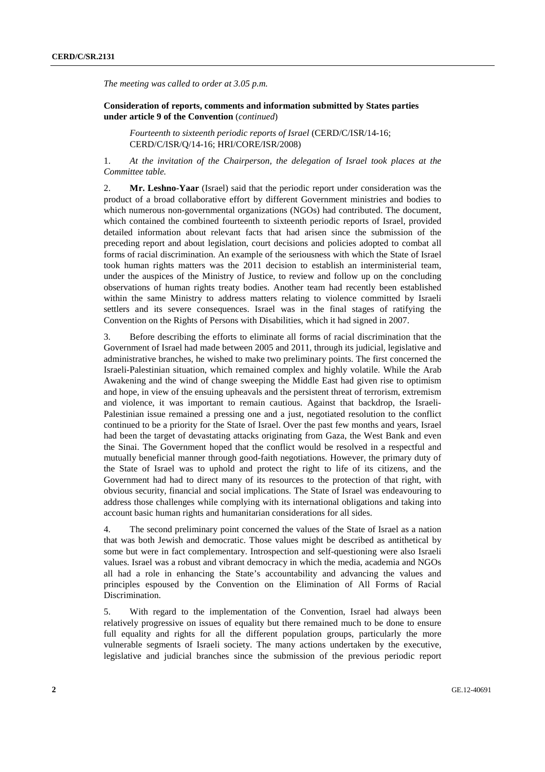*The meeting was called to order at 3.05 p.m.*

**Consideration of reports, comments and information submitted by States parties under article 9 of the Convention** (*continued*)

*Fourteenth to sixteenth periodic reports of Israel* (CERD/C/ISR/14-16; CERD/C/ISR/Q/14-16; HRI/CORE/ISR/2008)

1. *At the invitation of the Chairperson, the delegation of Israel took places at the Committee table.*

2. **Mr. Leshno-Yaar** (Israel) said that the periodic report under consideration was the product of a broad collaborative effort by different Government ministries and bodies to which numerous non-governmental organizations (NGOs) had contributed. The document, which contained the combined fourteenth to sixteenth periodic reports of Israel, provided detailed information about relevant facts that had arisen since the submission of the preceding report and about legislation, court decisions and policies adopted to combat all forms of racial discrimination. An example of the seriousness with which the State of Israel took human rights matters was the 2011 decision to establish an interministerial team, under the auspices of the Ministry of Justice, to review and follow up on the concluding observations of human rights treaty bodies. Another team had recently been established within the same Ministry to address matters relating to violence committed by Israeli settlers and its severe consequences. Israel was in the final stages of ratifying the Convention on the Rights of Persons with Disabilities, which it had signed in 2007.

3. Before describing the efforts to eliminate all forms of racial discrimination that the Government of Israel had made between 2005 and 2011, through its judicial, legislative and administrative branches, he wished to make two preliminary points. The first concerned the Israeli-Palestinian situation, which remained complex and highly volatile. While the Arab Awakening and the wind of change sweeping the Middle East had given rise to optimism and hope, in view of the ensuing upheavals and the persistent threat of terrorism, extremism and violence, it was important to remain cautious. Against that backdrop, the Israeli-Palestinian issue remained a pressing one and a just, negotiated resolution to the conflict continued to be a priority for the State of Israel. Over the past few months and years, Israel had been the target of devastating attacks originating from Gaza, the West Bank and even the Sinai. The Government hoped that the conflict would be resolved in a respectful and mutually beneficial manner through good-faith negotiations. However, the primary duty of the State of Israel was to uphold and protect the right to life of its citizens, and the Government had had to direct many of its resources to the protection of that right, with obvious security, financial and social implications. The State of Israel was endeavouring to address those challenges while complying with its international obligations and taking into account basic human rights and humanitarian considerations for all sides.

4. The second preliminary point concerned the values of the State of Israel as a nation that was both Jewish and democratic. Those values might be described as antithetical by some but were in fact complementary. Introspection and self-questioning were also Israeli values. Israel was a robust and vibrant democracy in which the media, academia and NGOs all had a role in enhancing the State's accountability and advancing the values and principles espoused by the Convention on the Elimination of All Forms of Racial Discrimination.

5. With regard to the implementation of the Convention, Israel had always been relatively progressive on issues of equality but there remained much to be done to ensure full equality and rights for all the different population groups, particularly the more vulnerable segments of Israeli society. The many actions undertaken by the executive, legislative and judicial branches since the submission of the previous periodic report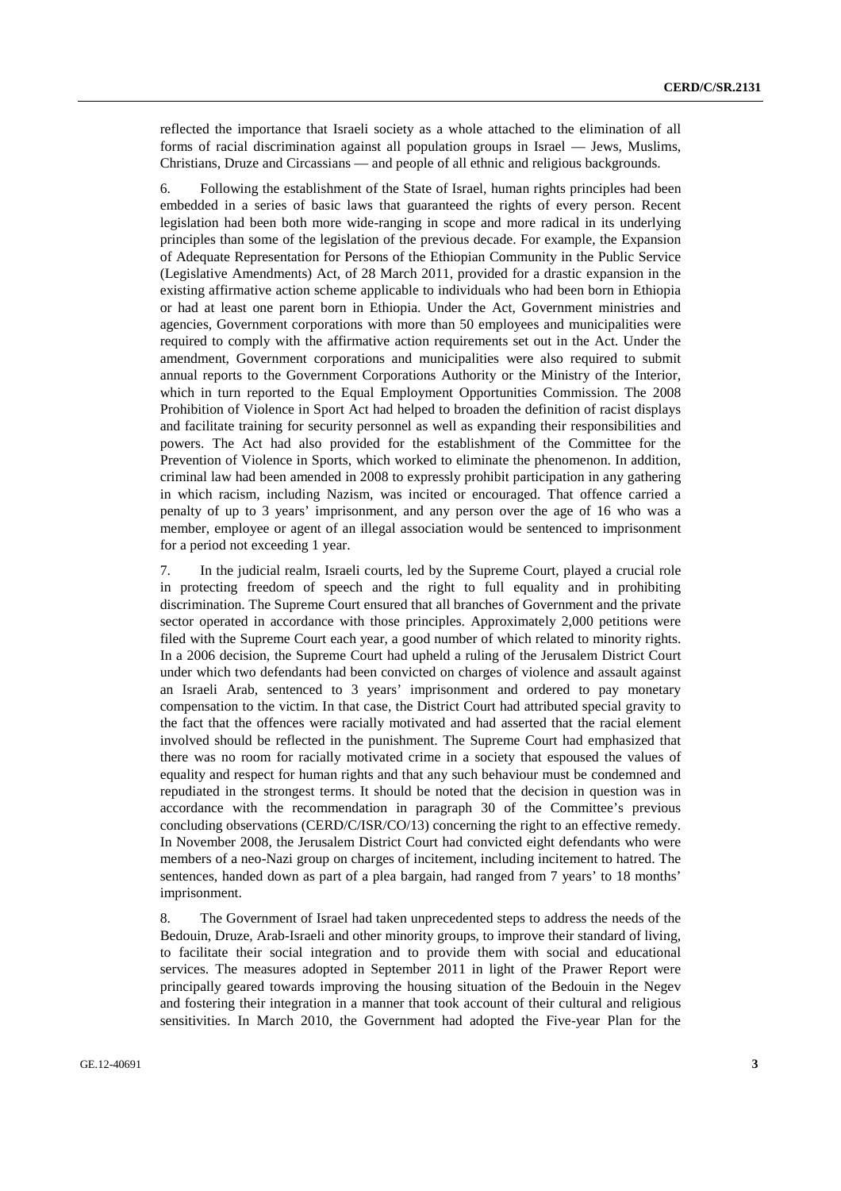reflected the importance that Israeli society as a whole attached to the elimination of all forms of racial discrimination against all population groups in Israel — Jews, Muslims, Christians, Druze and Circassians — and people of all ethnic and religious backgrounds.

6. Following the establishment of the State of Israel, human rights principles had been embedded in a series of basic laws that guaranteed the rights of every person. Recent legislation had been both more wide-ranging in scope and more radical in its underlying principles than some of the legislation of the previous decade. For example, the Expansion of Adequate Representation for Persons of the Ethiopian Community in the Public Service (Legislative Amendments) Act, of 28 March 2011, provided for a drastic expansion in the existing affirmative action scheme applicable to individuals who had been born in Ethiopia or had at least one parent born in Ethiopia. Under the Act, Government ministries and agencies, Government corporations with more than 50 employees and municipalities were required to comply with the affirmative action requirements set out in the Act. Under the amendment, Government corporations and municipalities were also required to submit annual reports to the Government Corporations Authority or the Ministry of the Interior, which in turn reported to the Equal Employment Opportunities Commission. The 2008 Prohibition of Violence in Sport Act had helped to broaden the definition of racist displays and facilitate training for security personnel as well as expanding their responsibilities and powers. The Act had also provided for the establishment of the Committee for the Prevention of Violence in Sports, which worked to eliminate the phenomenon. In addition, criminal law had been amended in 2008 to expressly prohibit participation in any gathering in which racism, including Nazism, was incited or encouraged. That offence carried a penalty of up to 3 years' imprisonment, and any person over the age of 16 who was a member, employee or agent of an illegal association would be sentenced to imprisonment for a period not exceeding 1 year.

7. In the judicial realm, Israeli courts, led by the Supreme Court, played a crucial role in protecting freedom of speech and the right to full equality and in prohibiting discrimination. The Supreme Court ensured that all branches of Government and the private sector operated in accordance with those principles. Approximately 2,000 petitions were filed with the Supreme Court each year, a good number of which related to minority rights. In a 2006 decision, the Supreme Court had upheld a ruling of the Jerusalem District Court under which two defendants had been convicted on charges of violence and assault against an Israeli Arab, sentenced to 3 years' imprisonment and ordered to pay monetary compensation to the victim. In that case, the District Court had attributed special gravity to the fact that the offences were racially motivated and had asserted that the racial element involved should be reflected in the punishment. The Supreme Court had emphasized that there was no room for racially motivated crime in a society that espoused the values of equality and respect for human rights and that any such behaviour must be condemned and repudiated in the strongest terms. It should be noted that the decision in question was in accordance with the recommendation in paragraph 30 of the Committee's previous concluding observations (CERD/C/ISR/CO/13) concerning the right to an effective remedy. In November 2008, the Jerusalem District Court had convicted eight defendants who were members of a neo-Nazi group on charges of incitement, including incitement to hatred. The sentences, handed down as part of a plea bargain, had ranged from 7 years' to 18 months' imprisonment.

8. The Government of Israel had taken unprecedented steps to address the needs of the Bedouin, Druze, Arab-Israeli and other minority groups, to improve their standard of living, to facilitate their social integration and to provide them with social and educational services. The measures adopted in September 2011 in light of the Prawer Report were principally geared towards improving the housing situation of the Bedouin in the Negev and fostering their integration in a manner that took account of their cultural and religious sensitivities. In March 2010, the Government had adopted the Five-year Plan for the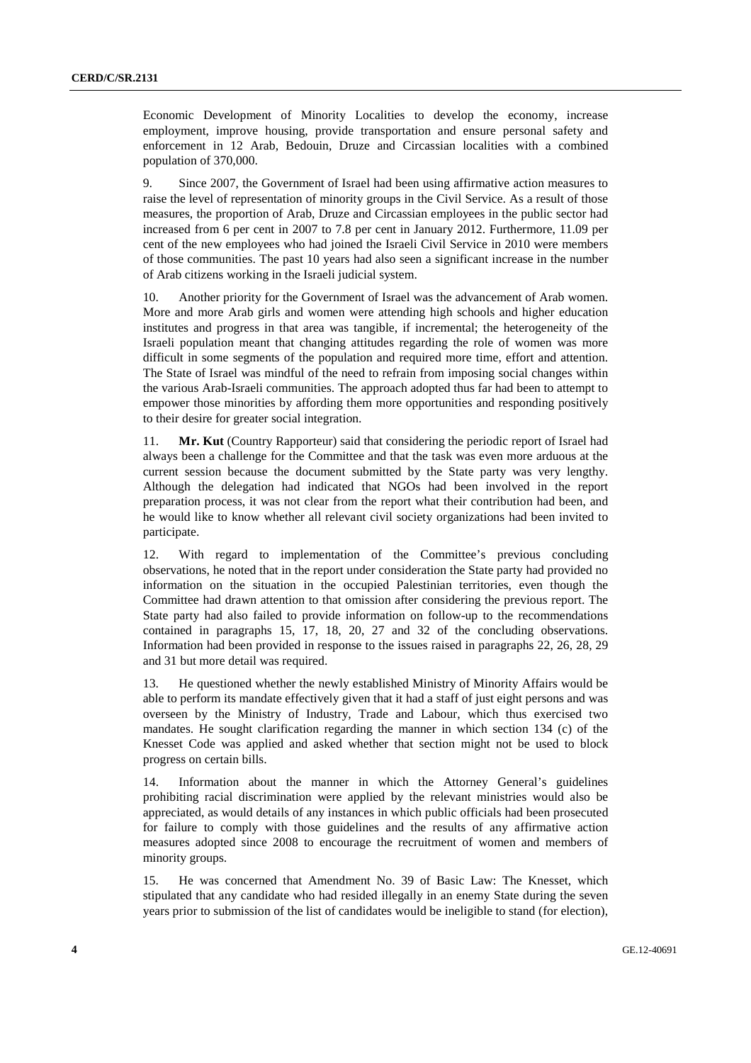Economic Development of Minority Localities to develop the economy, increase employment, improve housing, provide transportation and ensure personal safety and enforcement in 12 Arab, Bedouin, Druze and Circassian localities with a combined population of 370,000.

9. Since 2007, the Government of Israel had been using affirmative action measures to raise the level of representation of minority groups in the Civil Service. As a result of those measures, the proportion of Arab, Druze and Circassian employees in the public sector had increased from 6 per cent in 2007 to 7.8 per cent in January 2012. Furthermore, 11.09 per cent of the new employees who had joined the Israeli Civil Service in 2010 were members of those communities. The past 10 years had also seen a significant increase in the number of Arab citizens working in the Israeli judicial system.

10. Another priority for the Government of Israel was the advancement of Arab women. More and more Arab girls and women were attending high schools and higher education institutes and progress in that area was tangible, if incremental; the heterogeneity of the Israeli population meant that changing attitudes regarding the role of women was more difficult in some segments of the population and required more time, effort and attention. The State of Israel was mindful of the need to refrain from imposing social changes within the various Arab-Israeli communities. The approach adopted thus far had been to attempt to empower those minorities by affording them more opportunities and responding positively to their desire for greater social integration.

11. **Mr. Kut** (Country Rapporteur) said that considering the periodic report of Israel had always been a challenge for the Committee and that the task was even more arduous at the current session because the document submitted by the State party was very lengthy. Although the delegation had indicated that NGOs had been involved in the report preparation process, it was not clear from the report what their contribution had been, and he would like to know whether all relevant civil society organizations had been invited to participate.

12. With regard to implementation of the Committee's previous concluding observations, he noted that in the report under consideration the State party had provided no information on the situation in the occupied Palestinian territories, even though the Committee had drawn attention to that omission after considering the previous report. The State party had also failed to provide information on follow-up to the recommendations contained in paragraphs 15, 17, 18, 20, 27 and 32 of the concluding observations. Information had been provided in response to the issues raised in paragraphs 22, 26, 28, 29 and 31 but more detail was required.

13. He questioned whether the newly established Ministry of Minority Affairs would be able to perform its mandate effectively given that it had a staff of just eight persons and was overseen by the Ministry of Industry, Trade and Labour, which thus exercised two mandates. He sought clarification regarding the manner in which section 134 (c) of the Knesset Code was applied and asked whether that section might not be used to block progress on certain bills.

14. Information about the manner in which the Attorney General's guidelines prohibiting racial discrimination were applied by the relevant ministries would also be appreciated, as would details of any instances in which public officials had been prosecuted for failure to comply with those guidelines and the results of any affirmative action measures adopted since 2008 to encourage the recruitment of women and members of minority groups.

15. He was concerned that Amendment No. 39 of Basic Law: The Knesset, which stipulated that any candidate who had resided illegally in an enemy State during the seven years prior to submission of the list of candidates would be ineligible to stand (for election),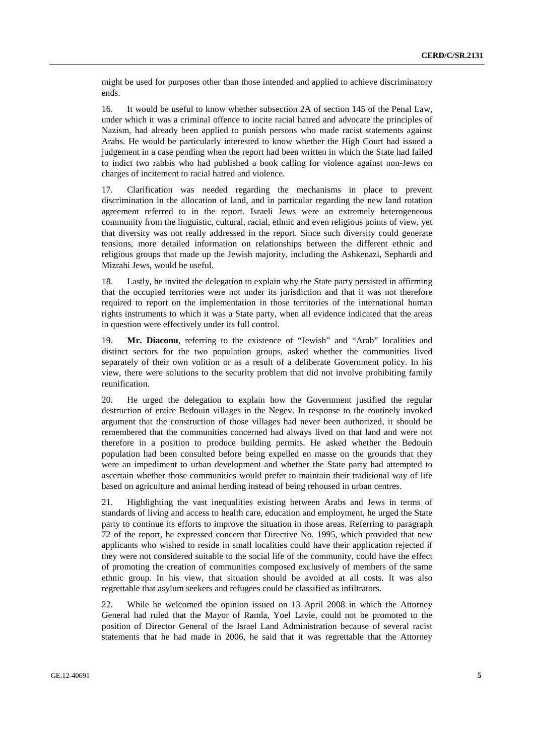might be used for purposes other than those intended and applied to achieve discriminatory ends.

16. It would be useful to know whether subsection 2A of section 145 of the Penal Law, under which it was a criminal offence to incite racial hatred and advocate the principles of Nazism, had already been applied to punish persons who made racist statements against Arabs. He would be particularly interested to know whether the High Court had issued a judgement in a case pending when the report had been written in which the State had failed to indict two rabbis who had published a book calling for violence against non-Jews on charges of incitement to racial hatred and violence.

17. Clarification was needed regarding the mechanisms in place to prevent discrimination in the allocation of land, and in particular regarding the new land rotation agreement referred to in the report. Israeli Jews were an extremely heterogeneous community from the linguistic, cultural, racial, ethnic and even religious points of view, yet that diversity was not really addressed in the report. Since such diversity could generate tensions, more detailed information on relationships between the different ethnic and religious groups that made up the Jewish majority, including the Ashkenazi, Sephardi and Mizrahi Jews, would be useful.

18. Lastly, he invited the delegation to explain why the State party persisted in affirming that the occupied territories were not under its jurisdiction and that it was not therefore required to report on the implementation in those territories of the international human rights instruments to which it was a State party, when all evidence indicated that the areas in question were effectively under its full control.

19. **Mr. Diaconu**, referring to the existence of "Jewish" and "Arab" localities and distinct sectors for the two population groups, asked whether the communities lived separately of their own volition or as a result of a deliberate Government policy. In his view, there were solutions to the security problem that did not involve prohibiting family reunification.

20. He urged the delegation to explain how the Government justified the regular destruction of entire Bedouin villages in the Negev. In response to the routinely invoked argument that the construction of those villages had never been authorized, it should be remembered that the communities concerned had always lived on that land and were not therefore in a position to produce building permits. He asked whether the Bedouin population had been consulted before being expelled en masse on the grounds that they were an impediment to urban development and whether the State party had attempted to ascertain whether those communities would prefer to maintain their traditional way of life based on agriculture and animal herding instead of being rehoused in urban centres.

21. Highlighting the vast inequalities existing between Arabs and Jews in terms of standards of living and access to health care, education and employment, he urged the State party to continue its efforts to improve the situation in those areas. Referring to paragraph 72 of the report, he expressed concern that Directive No. 1995, which provided that new applicants who wished to reside in small localities could have their application rejected if they were not considered suitable to the social life of the community, could have the effect of promoting the creation of communities composed exclusively of members of the same ethnic group. In his view, that situation should be avoided at all costs. It was also regrettable that asylum seekers and refugees could be classified as infiltrators.

22. While he welcomed the opinion issued on 13 April 2008 in which the Attorney General had ruled that the Mayor of Ramla, Yoel Lavie, could not be promoted to the position of Director General of the Israel Land Administration because of several racist statements that he had made in 2006, he said that it was regrettable that the Attorney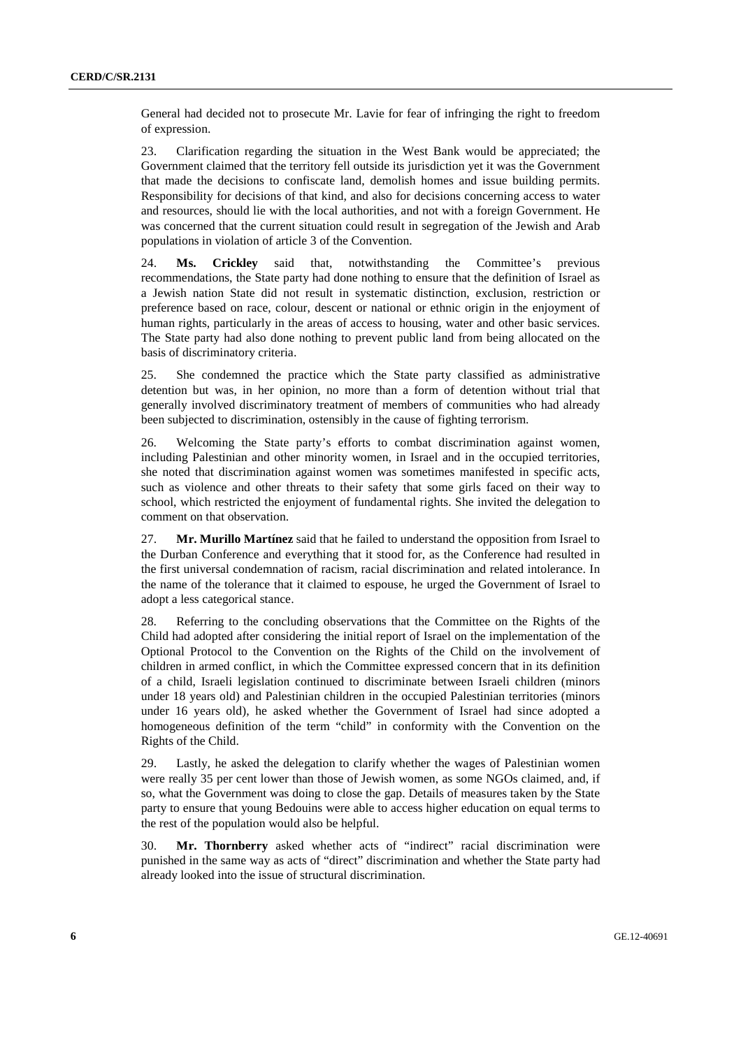General had decided not to prosecute Mr. Lavie for fear of infringing the right to freedom of expression.

23. Clarification regarding the situation in the West Bank would be appreciated; the Government claimed that the territory fell outside its jurisdiction yet it was the Government that made the decisions to confiscate land, demolish homes and issue building permits. Responsibility for decisions of that kind, and also for decisions concerning access to water and resources, should lie with the local authorities, and not with a foreign Government. He was concerned that the current situation could result in segregation of the Jewish and Arab populations in violation of article 3 of the Convention.

24. **Ms. Crickley** said that, notwithstanding the Committee's previous recommendations, the State party had done nothing to ensure that the definition of Israel as a Jewish nation State did not result in systematic distinction, exclusion, restriction or preference based on race, colour, descent or national or ethnic origin in the enjoyment of human rights, particularly in the areas of access to housing, water and other basic services. The State party had also done nothing to prevent public land from being allocated on the basis of discriminatory criteria.

25. She condemned the practice which the State party classified as administrative detention but was, in her opinion, no more than a form of detention without trial that generally involved discriminatory treatment of members of communities who had already been subjected to discrimination, ostensibly in the cause of fighting terrorism.

26. Welcoming the State party's efforts to combat discrimination against women, including Palestinian and other minority women, in Israel and in the occupied territories, she noted that discrimination against women was sometimes manifested in specific acts, such as violence and other threats to their safety that some girls faced on their way to school, which restricted the enjoyment of fundamental rights. She invited the delegation to comment on that observation.

27. **Mr. Murillo Martínez** said that he failed to understand the opposition from Israel to the Durban Conference and everything that it stood for, as the Conference had resulted in the first universal condemnation of racism, racial discrimination and related intolerance. In the name of the tolerance that it claimed to espouse, he urged the Government of Israel to adopt a less categorical stance.

28. Referring to the concluding observations that the Committee on the Rights of the Child had adopted after considering the initial report of Israel on the implementation of the Optional Protocol to the Convention on the Rights of the Child on the involvement of children in armed conflict, in which the Committee expressed concern that in its definition of a child, Israeli legislation continued to discriminate between Israeli children (minors under 18 years old) and Palestinian children in the occupied Palestinian territories (minors under 16 years old), he asked whether the Government of Israel had since adopted a homogeneous definition of the term "child" in conformity with the Convention on the Rights of the Child.

29. Lastly, he asked the delegation to clarify whether the wages of Palestinian women were really 35 per cent lower than those of Jewish women, as some NGOs claimed, and, if so, what the Government was doing to close the gap. Details of measures taken by the State party to ensure that young Bedouins were able to access higher education on equal terms to the rest of the population would also be helpful.

30. **Mr. Thornberry** asked whether acts of "indirect" racial discrimination were punished in the same way as acts of "direct" discrimination and whether the State party had already looked into the issue of structural discrimination.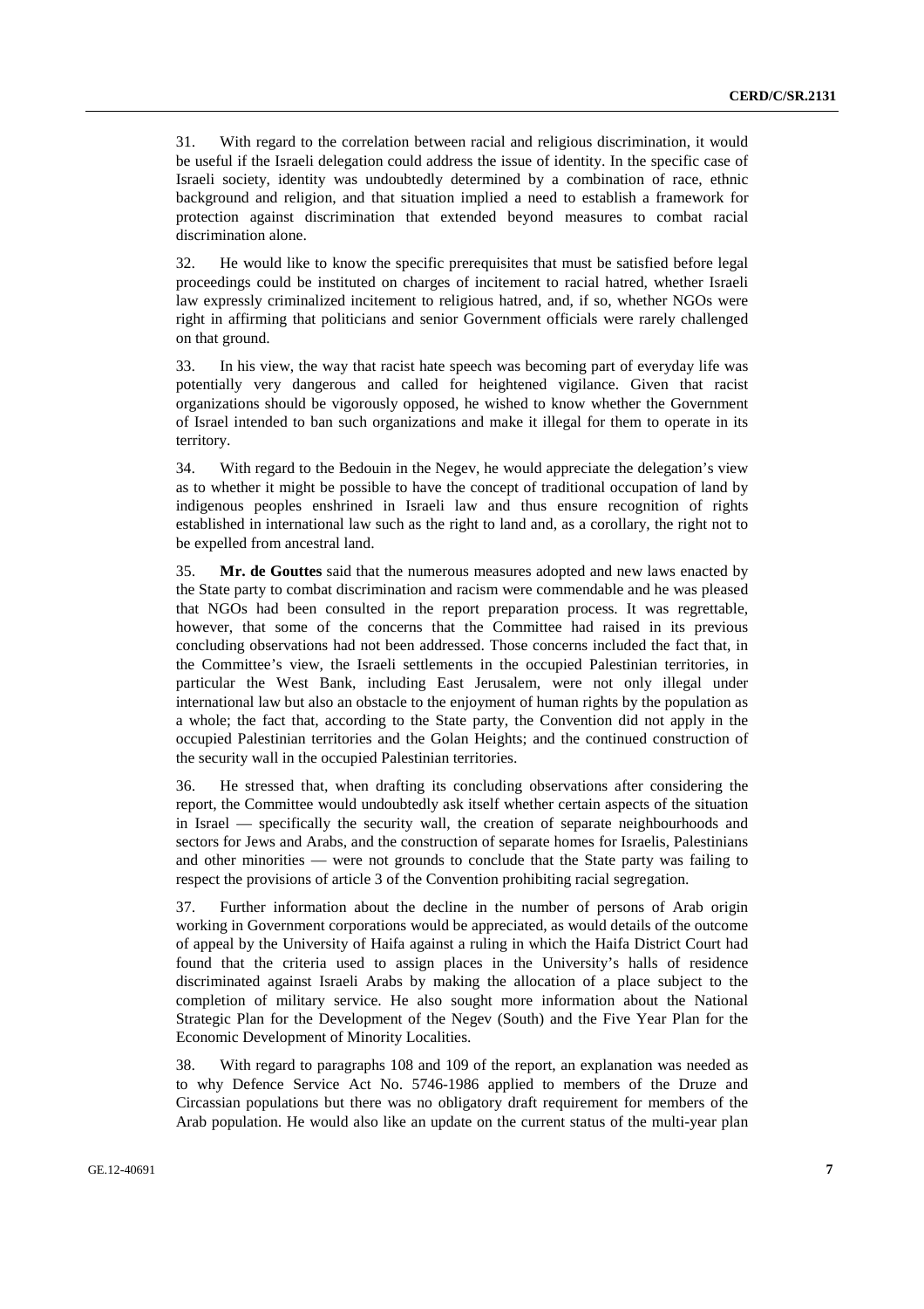31. With regard to the correlation between racial and religious discrimination, it would be useful if the Israeli delegation could address the issue of identity. In the specific case of Israeli society, identity was undoubtedly determined by a combination of race, ethnic background and religion, and that situation implied a need to establish a framework for protection against discrimination that extended beyond measures to combat racial discrimination alone.

32. He would like to know the specific prerequisites that must be satisfied before legal proceedings could be instituted on charges of incitement to racial hatred, whether Israeli law expressly criminalized incitement to religious hatred, and, if so, whether NGOs were right in affirming that politicians and senior Government officials were rarely challenged on that ground.

33. In his view, the way that racist hate speech was becoming part of everyday life was potentially very dangerous and called for heightened vigilance. Given that racist organizations should be vigorously opposed, he wished to know whether the Government of Israel intended to ban such organizations and make it illegal for them to operate in its territory.

34. With regard to the Bedouin in the Negev, he would appreciate the delegation's view as to whether it might be possible to have the concept of traditional occupation of land by indigenous peoples enshrined in Israeli law and thus ensure recognition of rights established in international law such as the right to land and, as a corollary, the right not to be expelled from ancestral land.

35. **Mr. de Gouttes** said that the numerous measures adopted and new laws enacted by the State party to combat discrimination and racism were commendable and he was pleased that NGOs had been consulted in the report preparation process. It was regrettable, however, that some of the concerns that the Committee had raised in its previous concluding observations had not been addressed. Those concerns included the fact that, in the Committee's view, the Israeli settlements in the occupied Palestinian territories, in particular the West Bank, including East Jerusalem, were not only illegal under international law but also an obstacle to the enjoyment of human rights by the population as a whole; the fact that, according to the State party, the Convention did not apply in the occupied Palestinian territories and the Golan Heights; and the continued construction of the security wall in the occupied Palestinian territories.

36. He stressed that, when drafting its concluding observations after considering the report, the Committee would undoubtedly ask itself whether certain aspects of the situation in Israel — specifically the security wall, the creation of separate neighbourhoods and sectors for Jews and Arabs, and the construction of separate homes for Israelis, Palestinians and other minorities — were not grounds to conclude that the State party was failing to respect the provisions of article 3 of the Convention prohibiting racial segregation.

37. Further information about the decline in the number of persons of Arab origin working in Government corporations would be appreciated, as would details of the outcome of appeal by the University of Haifa against a ruling in which the Haifa District Court had found that the criteria used to assign places in the University's halls of residence discriminated against Israeli Arabs by making the allocation of a place subject to the completion of military service. He also sought more information about the National Strategic Plan for the Development of the Negev (South) and the Five Year Plan for the Economic Development of Minority Localities.

38. With regard to paragraphs 108 and 109 of the report, an explanation was needed as to why Defence Service Act No. 5746-1986 applied to members of the Druze and Circassian populations but there was no obligatory draft requirement for members of the Arab population. He would also like an update on the current status of the multi-year plan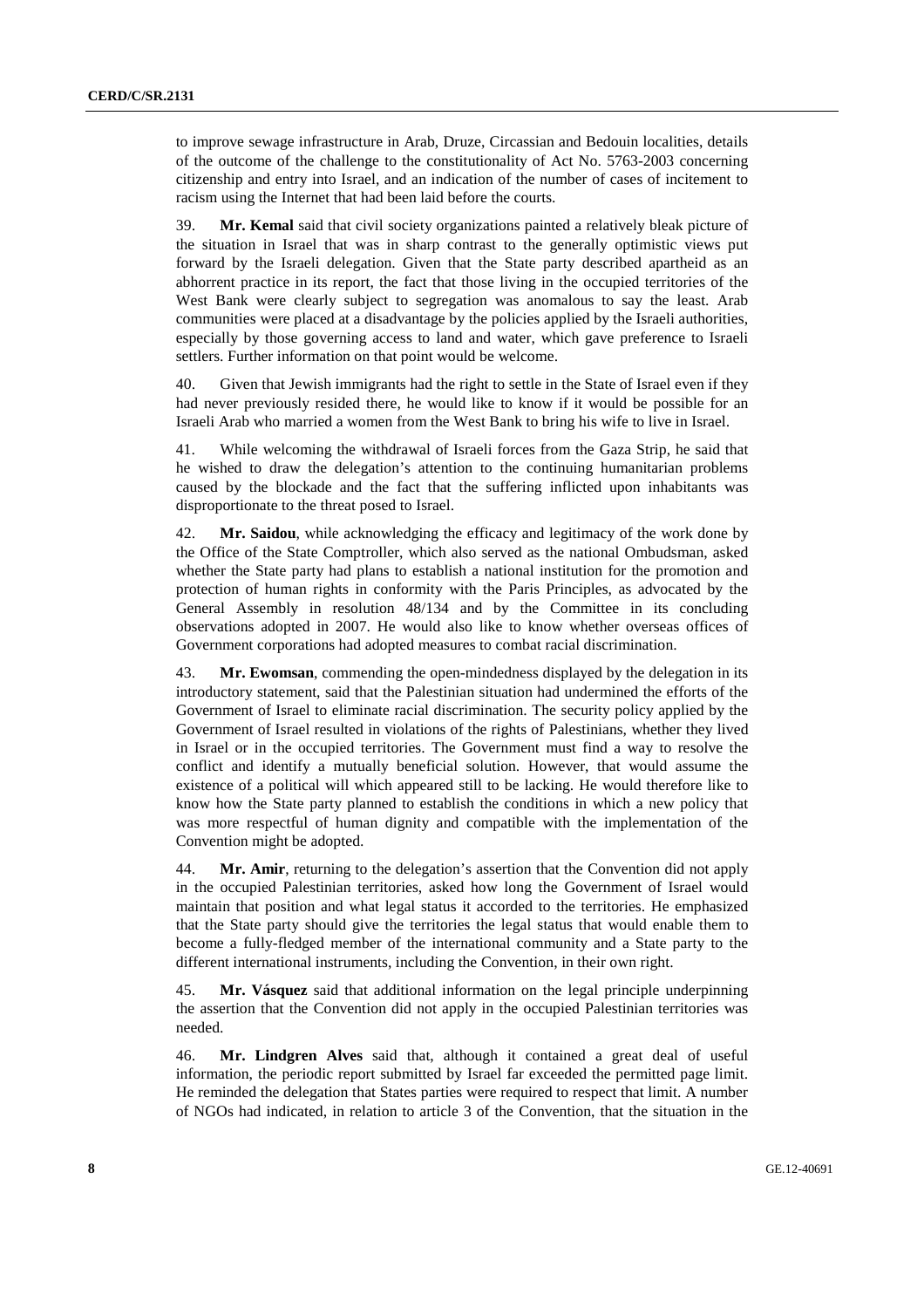to improve sewage infrastructure in Arab, Druze, Circassian and Bedouin localities, details of the outcome of the challenge to the constitutionality of Act No. 5763-2003 concerning citizenship and entry into Israel, and an indication of the number of cases of incitement to racism using the Internet that had been laid before the courts.

39. **Mr. Kemal** said that civil society organizations painted a relatively bleak picture of the situation in Israel that was in sharp contrast to the generally optimistic views put forward by the Israeli delegation. Given that the State party described apartheid as an abhorrent practice in its report, the fact that those living in the occupied territories of the West Bank were clearly subject to segregation was anomalous to say the least. Arab communities were placed at a disadvantage by the policies applied by the Israeli authorities, especially by those governing access to land and water, which gave preference to Israeli settlers. Further information on that point would be welcome.

40. Given that Jewish immigrants had the right to settle in the State of Israel even if they had never previously resided there, he would like to know if it would be possible for an Israeli Arab who married a women from the West Bank to bring his wife to live in Israel.

41. While welcoming the withdrawal of Israeli forces from the Gaza Strip, he said that he wished to draw the delegation's attention to the continuing humanitarian problems caused by the blockade and the fact that the suffering inflicted upon inhabitants was disproportionate to the threat posed to Israel.

42. **Mr. Saidou**, while acknowledging the efficacy and legitimacy of the work done by the Office of the State Comptroller, which also served as the national Ombudsman, asked whether the State party had plans to establish a national institution for the promotion and protection of human rights in conformity with the Paris Principles, as advocated by the General Assembly in resolution 48/134 and by the Committee in its concluding observations adopted in 2007. He would also like to know whether overseas offices of Government corporations had adopted measures to combat racial discrimination.

43. **Mr. Ewomsan**, commending the open-mindedness displayed by the delegation in its introductory statement, said that the Palestinian situation had undermined the efforts of the Government of Israel to eliminate racial discrimination. The security policy applied by the Government of Israel resulted in violations of the rights of Palestinians, whether they lived in Israel or in the occupied territories. The Government must find a way to resolve the conflict and identify a mutually beneficial solution. However, that would assume the existence of a political will which appeared still to be lacking. He would therefore like to know how the State party planned to establish the conditions in which a new policy that was more respectful of human dignity and compatible with the implementation of the Convention might be adopted.

44. **Mr. Amir**, returning to the delegation's assertion that the Convention did not apply in the occupied Palestinian territories, asked how long the Government of Israel would maintain that position and what legal status it accorded to the territories. He emphasized that the State party should give the territories the legal status that would enable them to become a fully-fledged member of the international community and a State party to the different international instruments, including the Convention, in their own right.

45. **Mr. Vásquez** said that additional information on the legal principle underpinning the assertion that the Convention did not apply in the occupied Palestinian territories was needed.

46. **Mr. Lindgren Alves** said that, although it contained a great deal of useful information, the periodic report submitted by Israel far exceeded the permitted page limit. He reminded the delegation that States parties were required to respect that limit. A number of NGOs had indicated, in relation to article 3 of the Convention, that the situation in the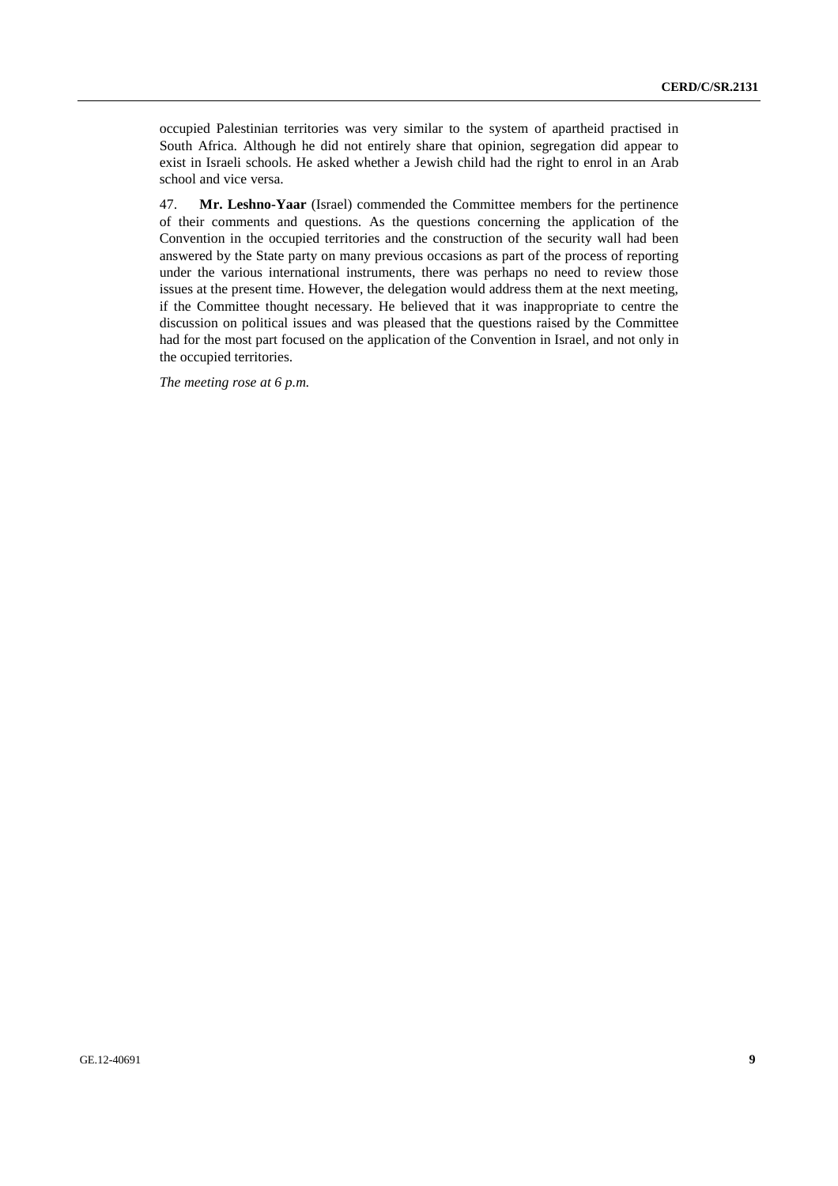occupied Palestinian territories was very similar to the system of apartheid practised in South Africa. Although he did not entirely share that opinion, segregation did appear to exist in Israeli schools. He asked whether a Jewish child had the right to enrol in an Arab school and vice versa.

47. **Mr. Leshno-Yaar** (Israel) commended the Committee members for the pertinence of their comments and questions. As the questions concerning the application of the Convention in the occupied territories and the construction of the security wall had been answered by the State party on many previous occasions as part of the process of reporting under the various international instruments, there was perhaps no need to review those issues at the present time. However, the delegation would address them at the next meeting, if the Committee thought necessary. He believed that it was inappropriate to centre the discussion on political issues and was pleased that the questions raised by the Committee had for the most part focused on the application of the Convention in Israel, and not only in the occupied territories.

*The meeting rose at 6 p.m.*